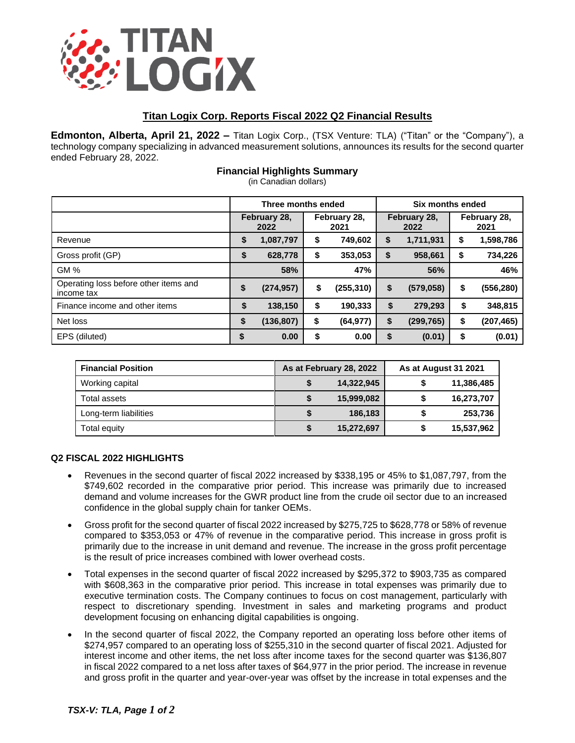## Titan Logix Corp. Reports Fiscal 2022 Q2 Financial Results

**Edmonton, Alberta, April 21, 2022 –** Titan Logix Corp., (TSX Venture: TLA) ("Titan" or the "Company"), a technology company specializing in advanced measurement solutions, announces its results for the second quarter ended February 28, 2022.

### Financial Highlights Summary

(in Canadian dollars)

| | Three months ended | | Six months ended | |
|---|---|---|---|---|
| | February 28, 2022 | February 28, 2021 | February 28, 2022 | February 28, 2021 |
| Revenue | $ 1,087,797 | $ 749,602 | $ 1,711,931 | $ 1,598,786 |
| Gross profit (GP) | $ 628,778 | $ 353,053 | $ 958,661 | $ 734,226 |
| GM % | 58% | 47% | 56% | 46% |
| Operating loss before other items and income tax | $ (274,957) | $ (255,310) | $ (579,058) | $ (556,280) |
| Finance income and other items | $ 138,150 | $ 190,333 | $ 279,293 | $ 348,815 |
| Net loss | $ (136,807) | $ (64,977) | $ (299,765) | $ (207,465) |
| EPS (diluted) | $ 0.00 | $ 0.00 | $ (0.01) | $ (0.01) |

| Financial Position | As at February 28, 2022 | As at August 31 2021 |
|---|---|---|
| Working capital | $ 14,322,945 | $ 11,386,485 |
| Total assets | $ 15,999,082 | $ 16,273,707 |
| Long-term liabilities | $ 186,183 | $ 253,736 |
| Total equity | $ 15,272,697 | $ 15,537,962 |

### Q2 FISCAL 2022 HIGHLIGHTS

- Revenues in the second quarter of fiscal 2022 increased by $338,195 or 45% to $1,087,797, from the $749,602 recorded in the comparative prior period. This increase was primarily due to increased demand and volume increases for the GWR product line from the crude oil sector due to an increased confidence in the global supply chain for tanker OEMs.
- Gross profit for the second quarter of fiscal 2022 increased by $275,725 to $628,778 or 58% of revenue compared to $353,053 or 47% of revenue in the comparative period. This increase in gross profit is primarily due to the increase in unit demand and revenue. The increase in the gross profit percentage is the result of price increases combined with lower overhead costs.
- Total expenses in the second quarter of fiscal 2022 increased by $295,372 to $903,735 as compared with $608,363 in the comparative prior period. This increase in total expenses was primarily due to executive termination costs. The Company continues to focus on cost management, particularly with respect to discretionary spending. Investment in sales and marketing programs and product development focusing on enhancing digital capabilities is ongoing.
- In the second quarter of fiscal 2022, the Company reported an operating loss before other items of $274,957 compared to an operating loss of $255,310 in the second quarter of fiscal 2021. Adjusted for interest income and other items, the net loss after income taxes for the second quarter was $136,807 in fiscal 2022 compared to a net loss after taxes of $64,977 in the prior period. The increase in revenue and gross profit in the quarter and year-over-year was offset by the increase in total expenses and the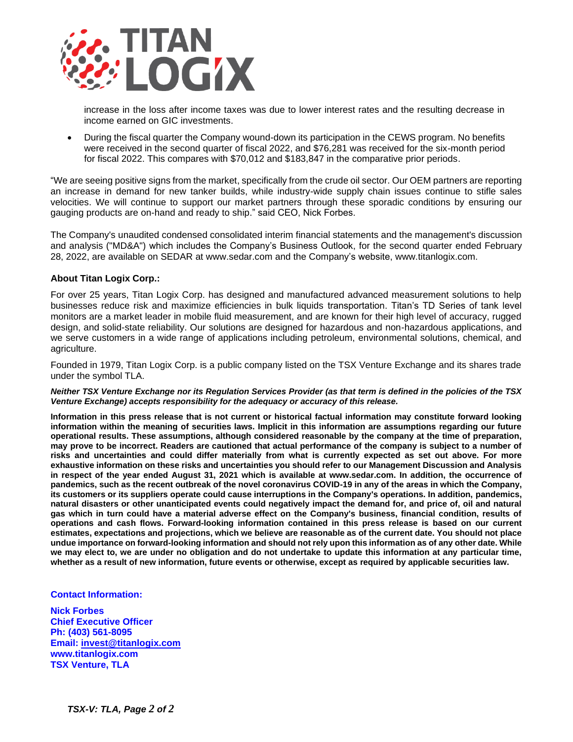increase in the loss after income taxes was due to lower interest rates and the resulting decrease in income earned on GIC investments.

- During the fiscal quarter the Company wound-down its participation in the CEWS program. No benefits were received in the second quarter of fiscal 2022, and $76,281 was received for the six-month period for fiscal 2022. This compares with $70,012 and $183,847 in the comparative prior periods.

"We are seeing positive signs from the market, specifically from the crude oil sector. Our OEM partners are reporting an increase in demand for new tanker builds, while industry-wide supply chain issues continue to stifle sales velocities. We will continue to support our market partners through these sporadic conditions by ensuring our gauging products are on-hand and ready to ship." said CEO, Nick Forbes.

The Company's unaudited condensed consolidated interim financial statements and the management's discussion and analysis ("MD&A") which includes the Company's Business Outlook, for the second quarter ended February 28, 2022, are available on SEDAR at www.sedar.com and the Company's website, www.titanlogix.com.

**About Titan Logix Corp.:**

For over 25 years, Titan Logix Corp. has designed and manufactured advanced measurement solutions to help businesses reduce risk and maximize efficiencies in bulk liquids transportation. Titan's TD Series of tank level monitors are a market leader in mobile fluid measurement, and are known for their high level of accuracy, rugged design, and solid-state reliability. Our solutions are designed for hazardous and non-hazardous applications, and we serve customers in a wide range of applications including petroleum, environmental solutions, chemical, and agriculture.

Founded in 1979, Titan Logix Corp. is a public company listed on the TSX Venture Exchange and its shares trade under the symbol TLA.

***Neither TSX Venture Exchange nor its Regulation Services Provider (as that term is defined in the policies of the TSX Venture Exchange) accepts responsibility for the adequacy or accuracy of this release.***

**Information in this press release that is not current or historical factual information may constitute forward looking information within the meaning of securities laws. Implicit in this information are assumptions regarding our future operational results. These assumptions, although considered reasonable by the company at the time of preparation, may prove to be incorrect. Readers are cautioned that actual performance of the company is subject to a number of risks and uncertainties and could differ materially from what is currently expected as set out above. For more exhaustive information on these risks and uncertainties you should refer to our Management Discussion and Analysis in respect of the year ended August 31, 2021 which is available at www.sedar.com. In addition, the occurrence of pandemics, such as the recent outbreak of the novel coronavirus COVID-19 in any of the areas in which the Company, its customers or its suppliers operate could cause interruptions in the Company's operations. In addition, pandemics, natural disasters or other unanticipated events could negatively impact the demand for, and price of, oil and natural gas which in turn could have a material adverse effect on the Company's business, financial condition, results of operations and cash flows. Forward-looking information contained in this press release is based on our current estimates, expectations and projections, which we believe are reasonable as of the current date. You should not place undue importance on forward-looking information and should not rely upon this information as of any other date. While we may elect to, we are under no obligation and do not undertake to update this information at any particular time, whether as a result of new information, future events or otherwise, except as required by applicable securities law.**

**Contact Information:**

**Nick Forbes**
**Chief Executive Officer**
**Ph: (403) 561-8095**
**Email: invest@titanlogix.com**
**www.titanlogix.com**
**TSX Venture, TLA**